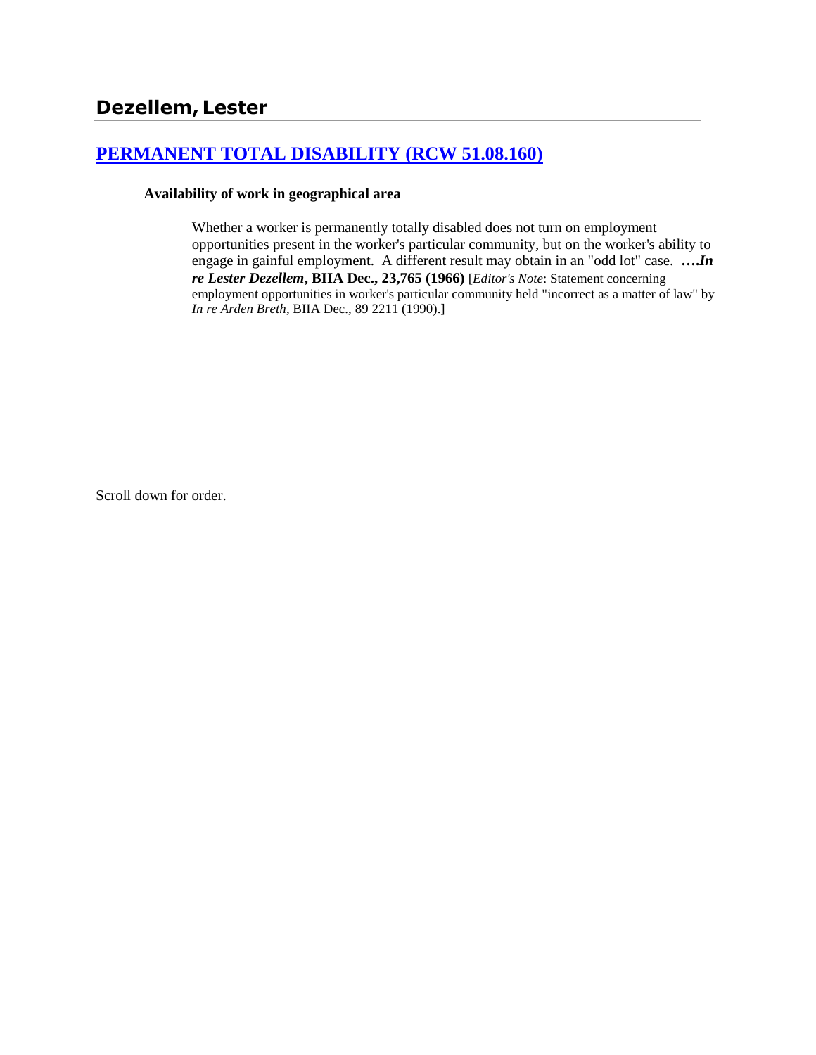## Dezellem, Lester

### [PERMANENT TOTAL DISABILITY (RCW 51.08.160)](#)

**Availability of work in geographical area**

> Whether a worker is permanently totally disabled does not turn on employment opportunities present in the worker's particular community, but on the worker's ability to engage in gainful employment. A different result may obtain in an "odd lot" case. ***….In re Lester Dezellem*, BIIA Dec., 23,765 (1966)** [*Editor's Note*: Statement concerning employment opportunities in worker's particular community held "incorrect as a matter of law" by *In re Arden Breth*, BIIA Dec., 89 2211 (1990).]

Scroll down for order.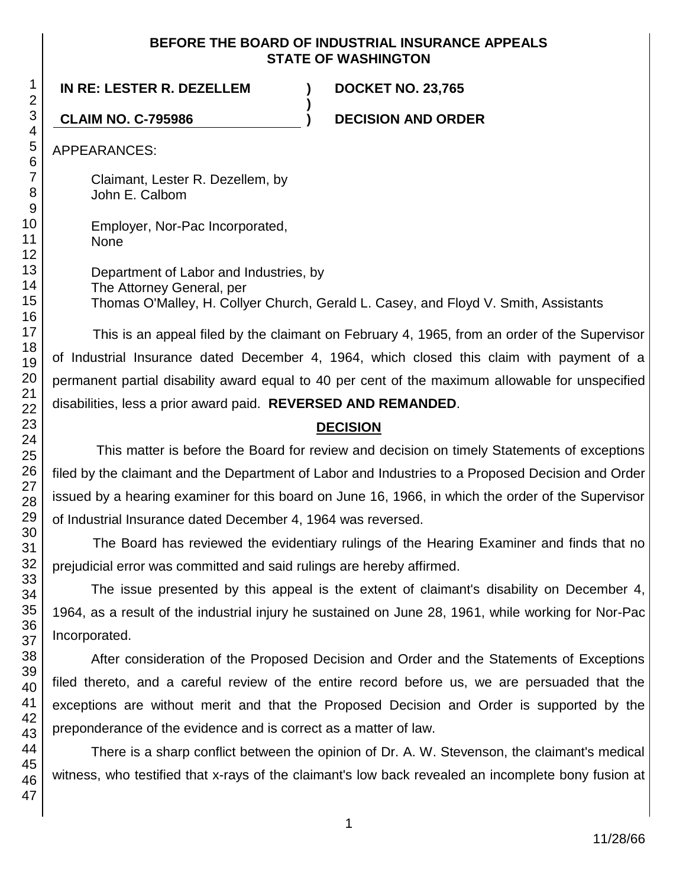**BEFORE THE BOARD OF INDUSTRIAL INSURANCE APPEALS**
**STATE OF WASHINGTON**

**IN RE: LESTER R. DEZELLEM ) DOCKET NO. 23,765**
**)**
**CLAIM NO. C-795986 ) DECISION AND ORDER**

APPEARANCES:

Claimant, Lester R. Dezellem, by
John E. Calbom

Employer, Nor-Pac Incorporated,
None

Department of Labor and Industries, by
The Attorney General, per
Thomas O'Malley, H. Collyer Church, Gerald L. Casey, and Floyd V. Smith, Assistants

This is an appeal filed by the claimant on February 4, 1965, from an order of the Supervisor of Industrial Insurance dated December 4, 1964, which closed this claim with payment of a permanent partial disability award equal to 40 per cent of the maximum allowable for unspecified disabilities, less a prior award paid. **REVERSED AND REMANDED**.

## DECISION

This matter is before the Board for review and decision on timely Statements of exceptions filed by the claimant and the Department of Labor and Industries to a Proposed Decision and Order issued by a hearing examiner for this board on June 16, 1966, in which the order of the Supervisor of Industrial Insurance dated December 4, 1964 was reversed.

The Board has reviewed the evidentiary rulings of the Hearing Examiner and finds that no prejudicial error was committed and said rulings are hereby affirmed.

The issue presented by this appeal is the extent of claimant's disability on December 4, 1964, as a result of the industrial injury he sustained on June 28, 1961, while working for Nor-Pac Incorporated.

After consideration of the Proposed Decision and Order and the Statements of Exceptions filed thereto, and a careful review of the entire record before us, we are persuaded that the exceptions are without merit and that the Proposed Decision and Order is supported by the preponderance of the evidence and is correct as a matter of law.

There is a sharp conflict between the opinion of Dr. A. W. Stevenson, the claimant's medical witness, who testified that x-rays of the claimant's low back revealed an incomplete bony fusion at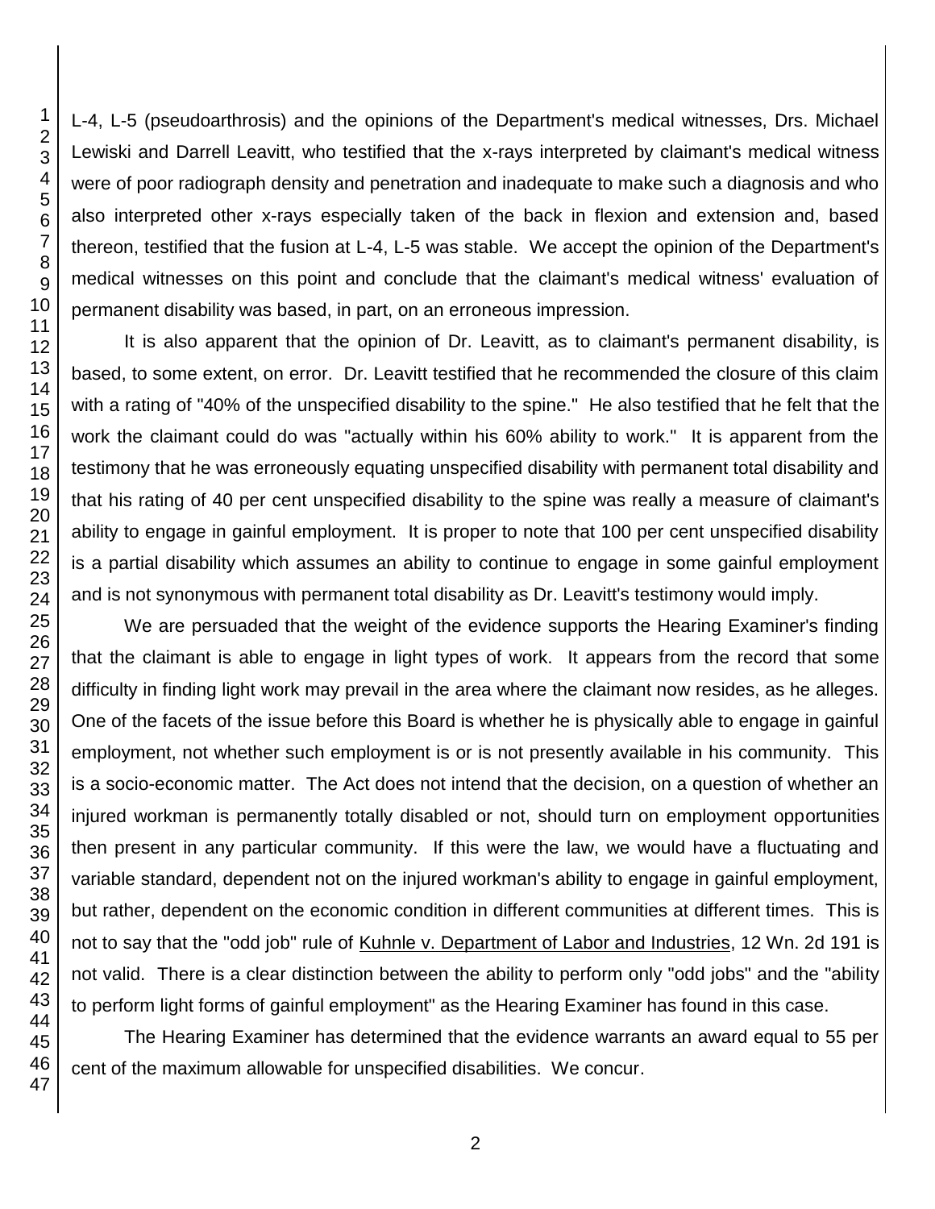L-4, L-5 (pseudoarthrosis) and the opinions of the Department's medical witnesses, Drs. Michael Lewiski and Darrell Leavitt, who testified that the x-rays interpreted by claimant's medical witness were of poor radiograph density and penetration and inadequate to make such a diagnosis and who also interpreted other x-rays especially taken of the back in flexion and extension and, based thereon, testified that the fusion at L-4, L-5 was stable. We accept the opinion of the Department's medical witnesses on this point and conclude that the claimant's medical witness' evaluation of permanent disability was based, in part, on an erroneous impression.

It is also apparent that the opinion of Dr. Leavitt, as to claimant's permanent disability, is based, to some extent, on error. Dr. Leavitt testified that he recommended the closure of this claim with a rating of "40% of the unspecified disability to the spine." He also testified that he felt that the work the claimant could do was "actually within his 60% ability to work." It is apparent from the testimony that he was erroneously equating unspecified disability with permanent total disability and that his rating of 40 per cent unspecified disability to the spine was really a measure of claimant's ability to engage in gainful employment. It is proper to note that 100 per cent unspecified disability is a partial disability which assumes an ability to continue to engage in some gainful employment and is not synonymous with permanent total disability as Dr. Leavitt's testimony would imply.

We are persuaded that the weight of the evidence supports the Hearing Examiner's finding that the claimant is able to engage in light types of work. It appears from the record that some difficulty in finding light work may prevail in the area where the claimant now resides, as he alleges. One of the facets of the issue before this Board is whether he is physically able to engage in gainful employment, not whether such employment is or is not presently available in his community. This is a socio-economic matter. The Act does not intend that the decision, on a question of whether an injured workman is permanently totally disabled or not, should turn on employment opportunities then present in any particular community. If this were the law, we would have a fluctuating and variable standard, dependent not on the injured workman's ability to engage in gainful employment, but rather, dependent on the economic condition in different communities at different times. This is not to say that the "odd job" rule of Kuhnle v. Department of Labor and Industries, 12 Wn. 2d 191 is not valid. There is a clear distinction between the ability to perform only "odd jobs" and the "ability to perform light forms of gainful employment" as the Hearing Examiner has found in this case.

The Hearing Examiner has determined that the evidence warrants an award equal to 55 per cent of the maximum allowable for unspecified disabilities. We concur.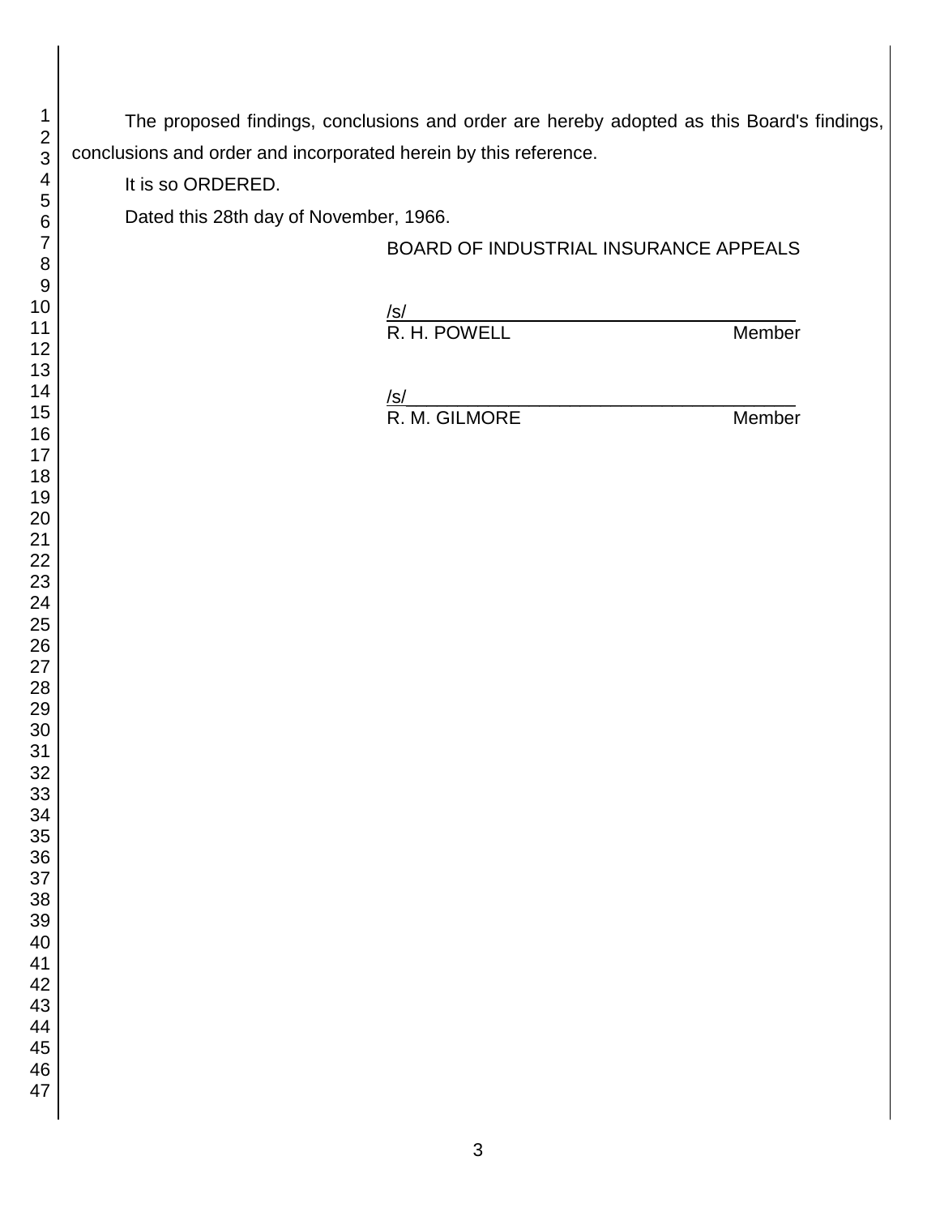The proposed findings, conclusions and order are hereby adopted as this Board's findings, conclusions and order and incorporated herein by this reference.

It is so ORDERED.

Dated this 28th day of November, 1966.

BOARD OF INDUSTRIAL INSURANCE APPEALS

/s/
R. H. POWELL Member

/s/
R. M. GILMORE Member